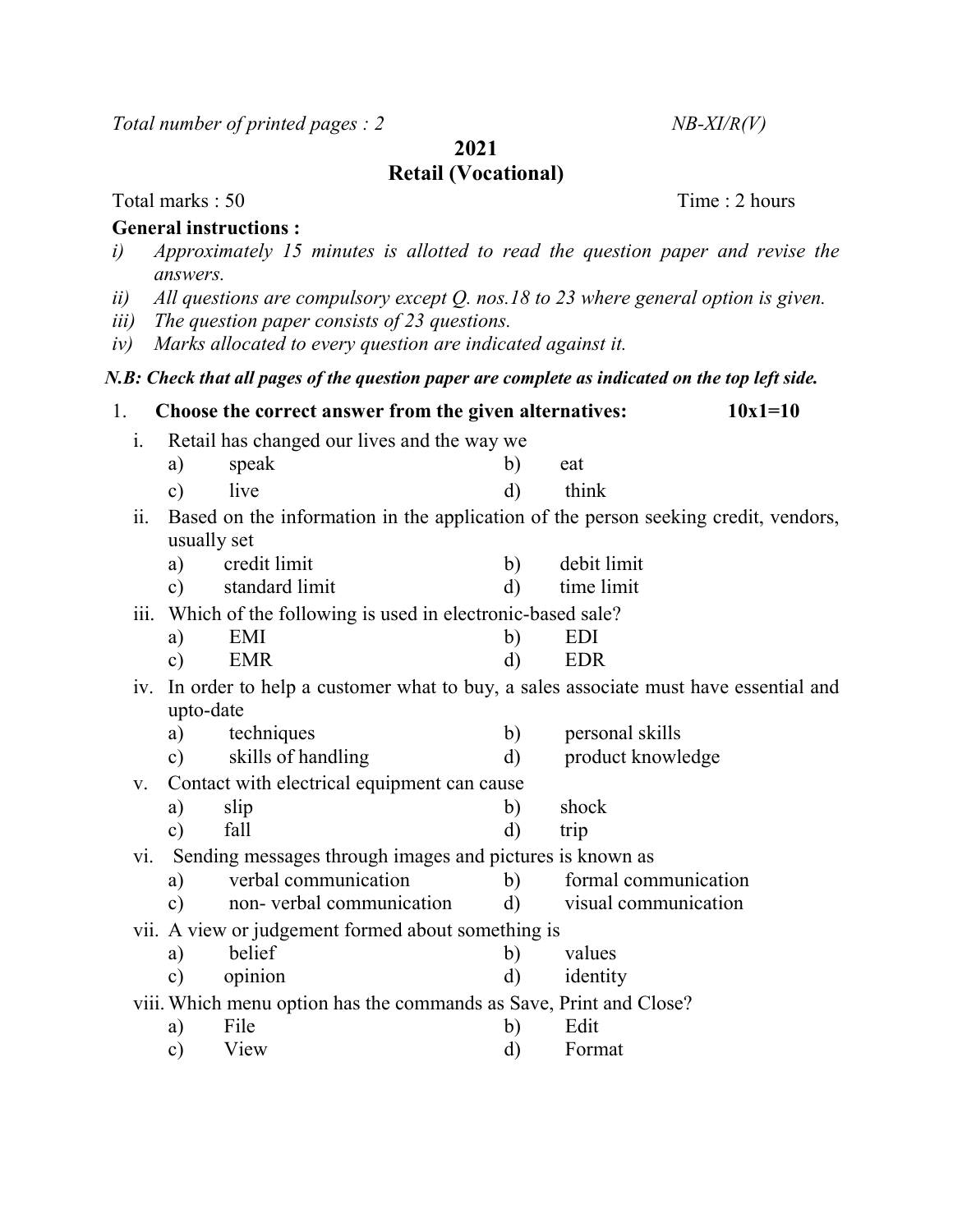Total number of printed pages : 2 NB-XI/R(V)

# 2021

# Retail (Vocational)

Total marks : 50 Time : 2 hours

**General instructions :**

*i) Approximately 15 minutes is allotted to read the question paper and revise the answers.*

*ii) All questions are compulsory except Q. nos.18 to 23 where general option is given.*

*iii) The question paper consists of 23 questions.*

*iv) Marks allocated to every question are indicated against it.*

***N.B: Check that all pages of the question paper are complete as indicated on the top left side.***

1. **Choose the correct answer from the given alternatives: 10x1=10**

i. Retail has changed our lives and the way we

a) speak b) eat

c) live d) think

ii. Based on the information in the application of the person seeking credit, vendors, usually set

a) credit limit b) debit limit

c) standard limit d) time limit

iii. Which of the following is used in electronic-based sale?

a) EMI b) EDI

c) EMR d) EDR

iv. In order to help a customer what to buy, a sales associate must have essential and upto-date

a) techniques b) personal skills

c) skills of handling d) product knowledge

v. Contact with electrical equipment can cause

a) slip b) shock

c) fall d) trip

vi. Sending messages through images and pictures is known as

a) verbal communication b) formal communication

c) non- verbal communication d) visual communication

vii. A view or judgement formed about something is

a) belief b) values

c) opinion d) identity

viii. Which menu option has the commands as Save, Print and Close?

a) File b) Edit

c) View d) Format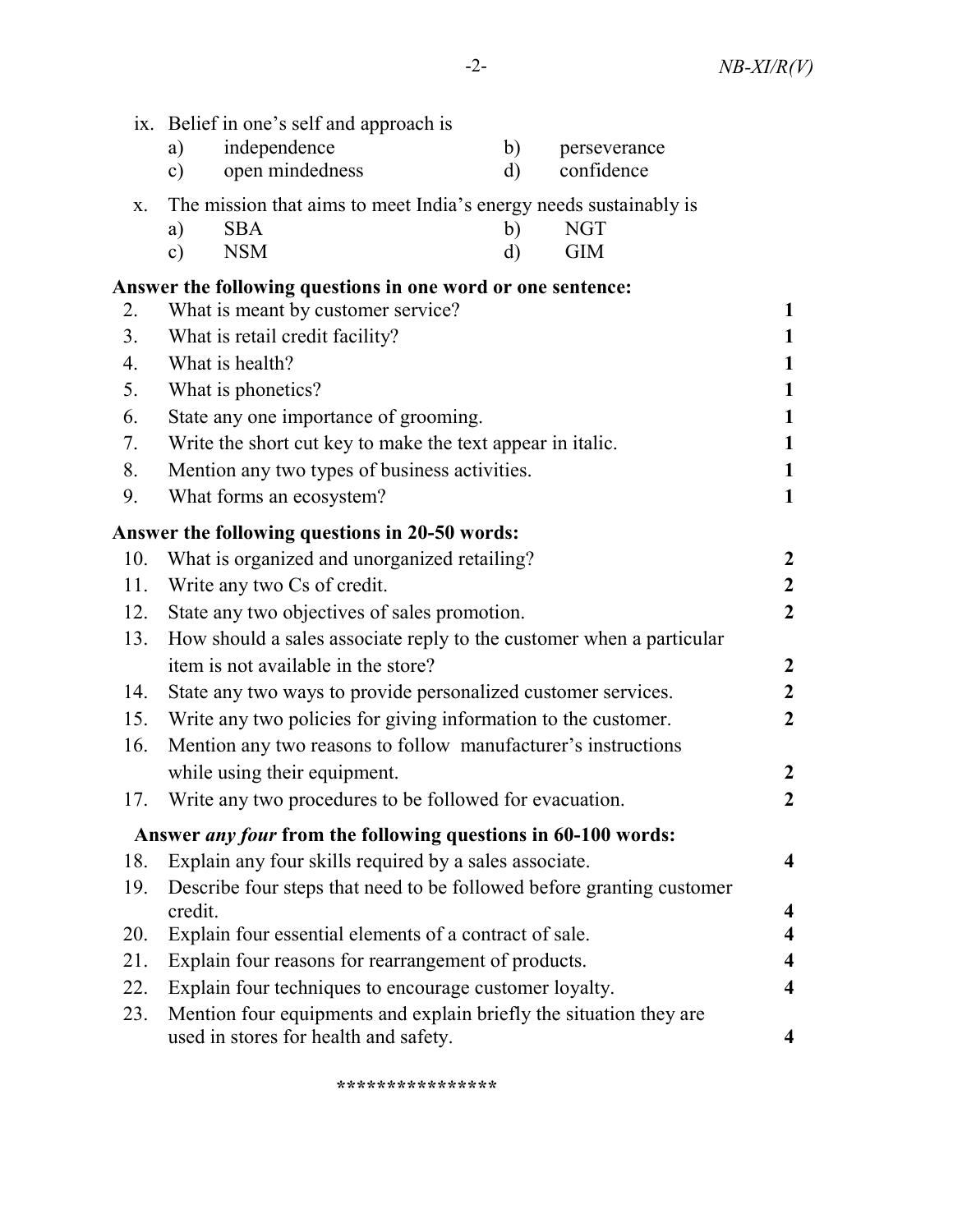ix. Belief in one's self and approach is

a) independence b) perseverance

c) open mindedness d) confidence

x. The mission that aims to meet India's energy needs sustainably is

a) SBA b) NGT

c) NSM d) GIM

**Answer the following questions in one word or one sentence:**

| | | |
|---|---|---|
| 2. | What is meant by customer service? | 1 |
| 3. | What is retail credit facility? | 1 |
| 4. | What is health? | 1 |
| 5. | What is phonetics? | 1 |
| 6. | State any one importance of grooming. | 1 |
| 7. | Write the short cut key to make the text appear in italic. | 1 |
| 8. | Mention any two types of business activities. | 1 |
| 9. | What forms an ecosystem? | 1 |

**Answer the following questions in 20-50 words:**

| | | |
|---|---|---|
| 10. | What is organized and unorganized retailing? | 2 |
| 11. | Write any two Cs of credit. | 2 |
| 12. | State any two objectives of sales promotion. | 2 |
| 13. | How should a sales associate reply to the customer when a particular item is not available in the store? | 2 |
| 14. | State any two ways to provide personalized customer services. | 2 |
| 15. | Write any two policies for giving information to the customer. | 2 |
| 16. | Mention any two reasons to follow manufacturer's instructions while using their equipment. | 2 |
| 17. | Write any two procedures to be followed for evacuation. | 2 |

**Answer *any four* from the following questions in 60-100 words:**

| | | |
|---|---|---|
| 18. | Explain any four skills required by a sales associate. | 4 |
| 19. | Describe four steps that need to be followed before granting customer credit. | 4 |
| 20. | Explain four essential elements of a contract of sale. | 4 |
| 21. | Explain four reasons for rearrangement of products. | 4 |
| 22. | Explain four techniques to encourage customer loyalty. | 4 |
| 23. | Mention four equipments and explain briefly the situation they are used in stores for health and safety. | 4 |

****************